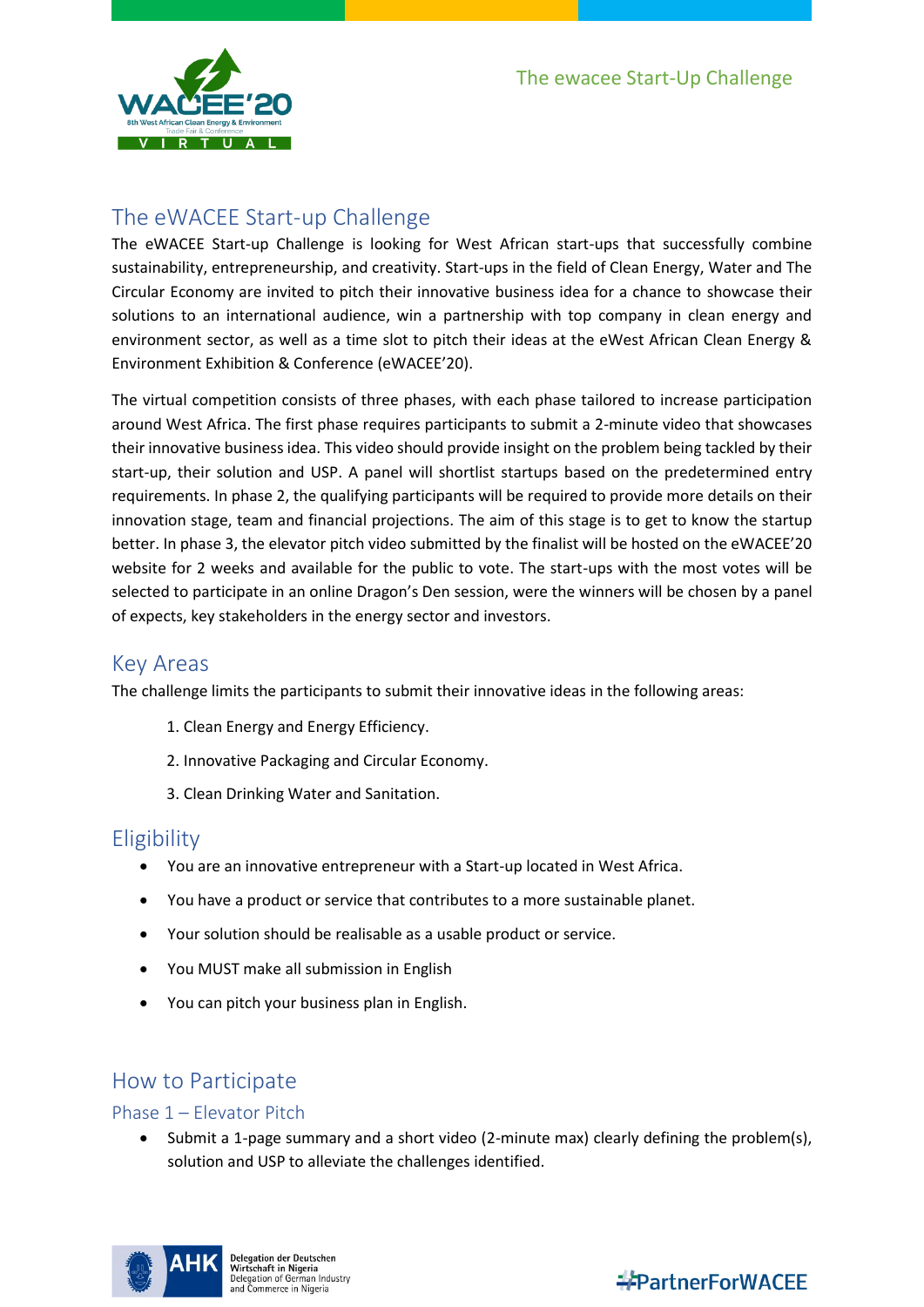## The eWACEE Start-up Challenge

The eWACEE Start-up Challenge is looking for West African start-ups that successfully combine sustainability, entrepreneurship, and creativity. Start-ups in the field of Clean Energy, Water and The Circular Economy are invited to pitch their innovative business idea for a chance to showcase their solutions to an international audience, win a partnership with top company in clean energy and environment sector, as well as a time slot to pitch their ideas at the eWest African Clean Energy & Environment Exhibition & Conference (eWACEE'20).

The virtual competition consists of three phases, with each phase tailored to increase participation around West Africa. The first phase requires participants to submit a 2-minute video that showcases their innovative business idea. This video should provide insight on the problem being tackled by their start-up, their solution and USP. A panel will shortlist startups based on the predetermined entry requirements. In phase 2, the qualifying participants will be required to provide more details on their innovation stage, team and financial projections. The aim of this stage is to get to know the startup better. In phase 3, the elevator pitch video submitted by the finalist will be hosted on the eWACEE'20 website for 2 weeks and available for the public to vote. The start-ups with the most votes will be selected to participate in an online Dragon's Den session, were the winners will be chosen by a panel of expects, key stakeholders in the energy sector and investors.

## Key Areas

The challenge limits the participants to submit their innovative ideas in the following areas:

1. Clean Energy and Energy Efficiency.
2. Innovative Packaging and Circular Economy.
3. Clean Drinking Water and Sanitation.

## Eligibility

- You are an innovative entrepreneur with a Start-up located in West Africa.
- You have a product or service that contributes to a more sustainable planet.
- Your solution should be realisable as a usable product or service.
- You MUST make all submission in English
- You can pitch your business plan in English.

## How to Participate

### Phase 1 – Elevator Pitch

- Submit a 1-page summary and a short video (2-minute max) clearly defining the problem(s), solution and USP to alleviate the challenges identified.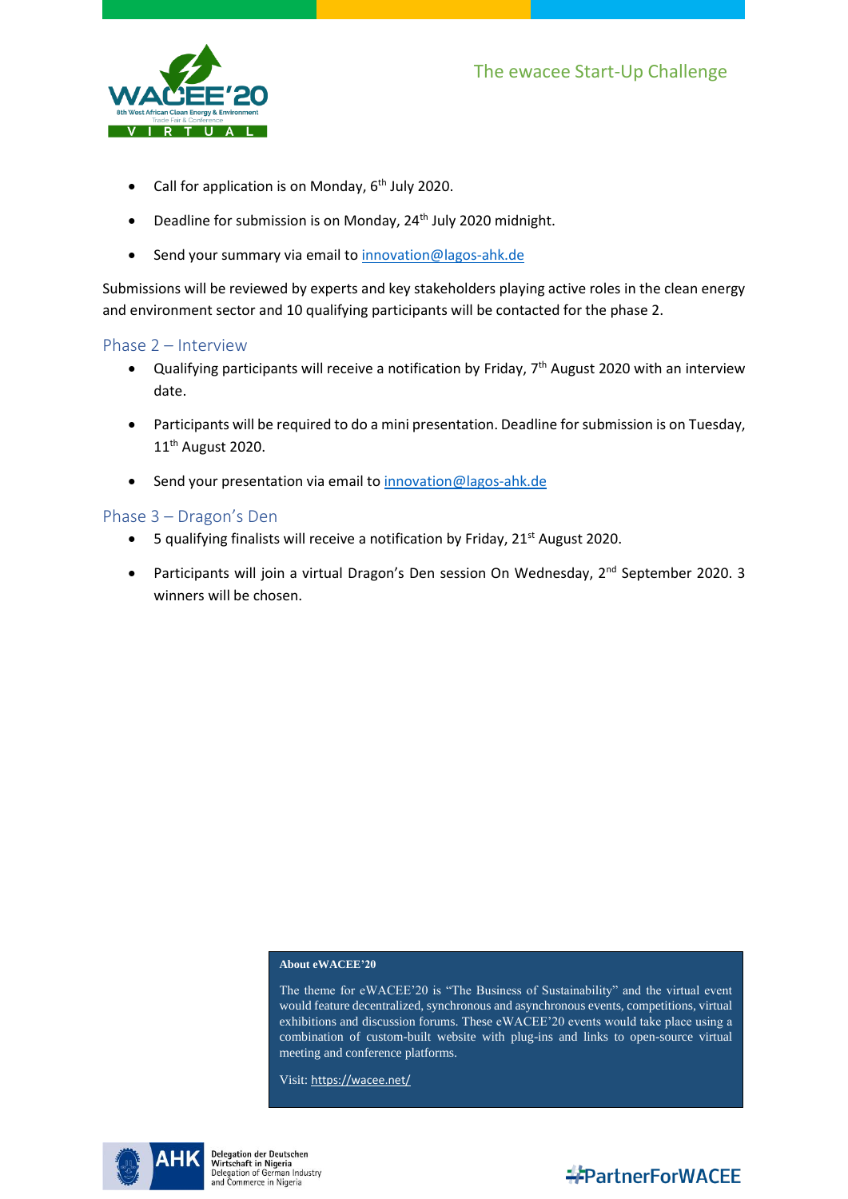- Call for application is on Monday, 6th July 2020.
- Deadline for submission is on Monday, 24th July 2020 midnight.
- Send your summary via email to innovation@lagos-ahk.de

Submissions will be reviewed by experts and key stakeholders playing active roles in the clean energy and environment sector and 10 qualifying participants will be contacted for the phase 2.

## Phase 2 – Interview

- Qualifying participants will receive a notification by Friday, 7th August 2020 with an interview date.
- Participants will be required to do a mini presentation. Deadline for submission is on Tuesday, 11th August 2020.
- Send your presentation via email to innovation@lagos-ahk.de

## Phase 3 – Dragon's Den

- 5 qualifying finalists will receive a notification by Friday, 21st August 2020.
- Participants will join a virtual Dragon's Den session On Wednesday, 2nd September 2020. 3 winners will be chosen.

**About eWACEE'20**

The theme for eWACEE'20 is "The Business of Sustainability" and the virtual event would feature decentralized, synchronous and asynchronous events, competitions, virtual exhibitions and discussion forums. These eWACEE'20 events would take place using a combination of custom-built website with plug-ins and links to open-source virtual meeting and conference platforms.

Visit: https://wacee.net/

AHK Delegation der Deutschen Wirtschaft in Nigeria
Delegation of German Industry and Commerce in Nigeria

#PartnerForWACEE